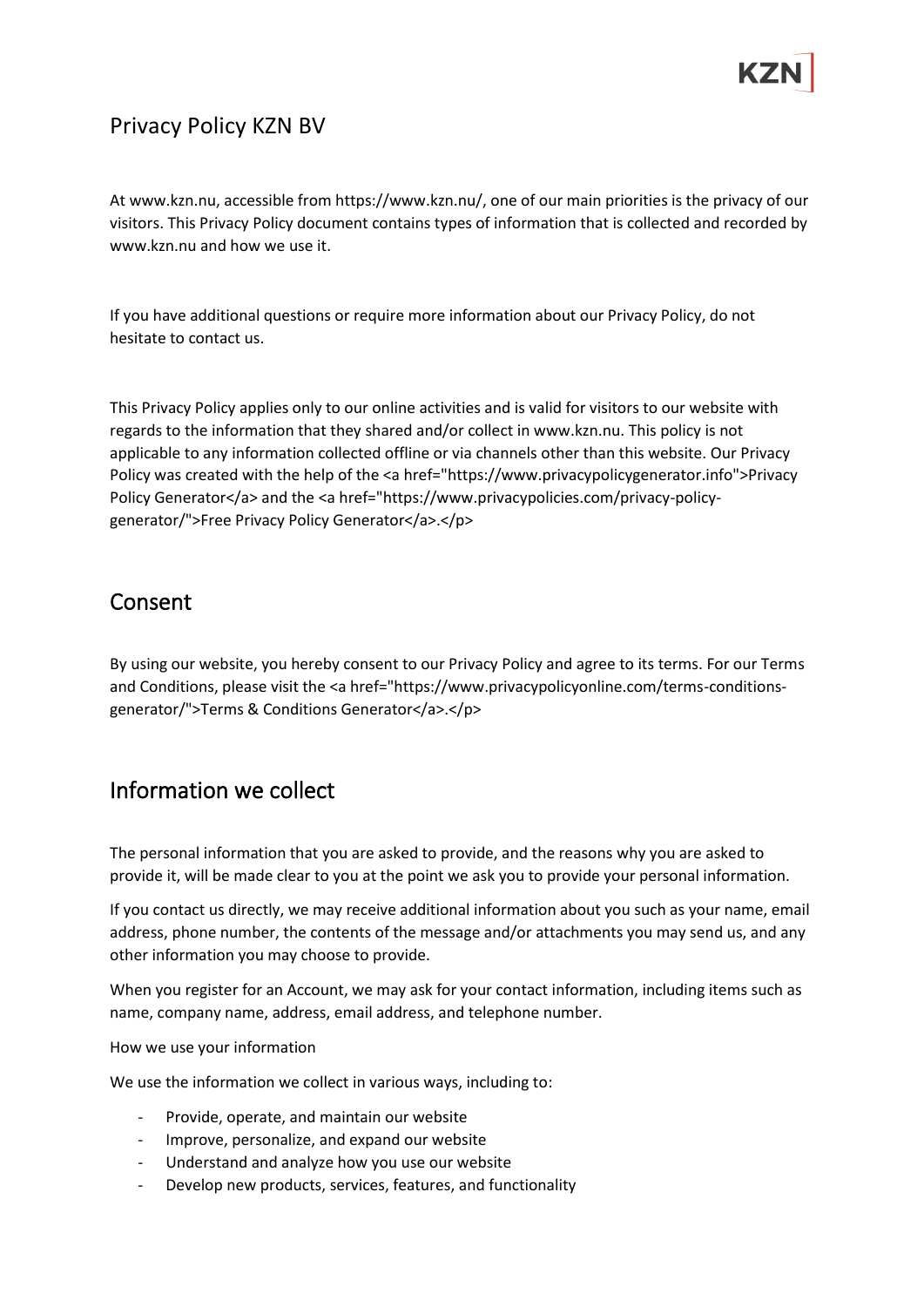# Privacy Policy KZN BV

At www.kzn.nu, accessible from https://www.kzn.nu/, one of our main priorities is the privacy of our visitors. This Privacy Policy document contains types of information that is collected and recorded by www.kzn.nu and how we use it.

If you have additional questions or require more information about our Privacy Policy, do not hesitate to contact us.

This Privacy Policy applies only to our online activities and is valid for visitors to our website with regards to the information that they shared and/or collect in www.kzn.nu. This policy is not applicable to any information collected offline or via channels other than this website. Our Privacy Policy was created with the help of the <a href="https://www.privacypolicygenerator.info">Privacy Policy Generator</a> and the <a href="https://www.privacypolicies.com/privacy-policy-generator/">Free Privacy Policy Generator</a>.</p>

## Consent

By using our website, you hereby consent to our Privacy Policy and agree to its terms. For our Terms and Conditions, please visit the <a href="https://www.privacypolicyonline.com/terms-conditions-generator/">Terms & Conditions Generator</a>.</p>

## Information we collect

The personal information that you are asked to provide, and the reasons why you are asked to provide it, will be made clear to you at the point we ask you to provide your personal information.

If you contact us directly, we may receive additional information about you such as your name, email address, phone number, the contents of the message and/or attachments you may send us, and any other information you may choose to provide.

When you register for an Account, we may ask for your contact information, including items such as name, company name, address, email address, and telephone number.

How we use your information

We use the information we collect in various ways, including to:

- Provide, operate, and maintain our website
- Improve, personalize, and expand our website
- Understand and analyze how you use our website
- Develop new products, services, features, and functionality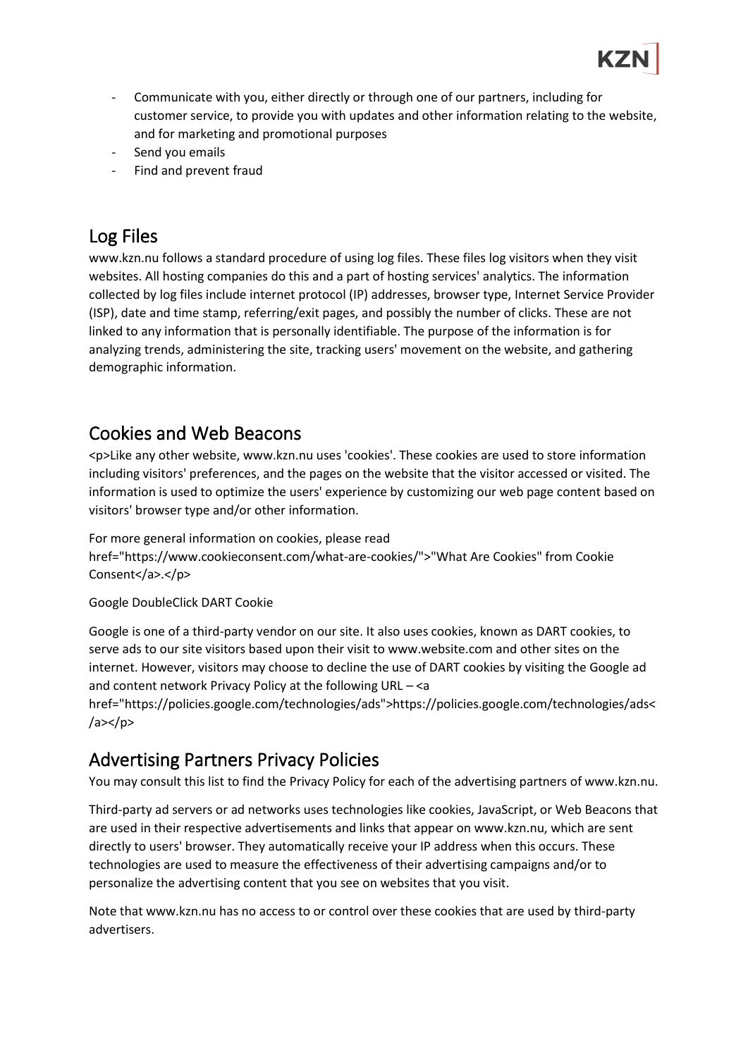- Communicate with you, either directly or through one of our partners, including for customer service, to provide you with updates and other information relating to the website, and for marketing and promotional purposes
- Send you emails
- Find and prevent fraud

## Log Files

www.kzn.nu follows a standard procedure of using log files. These files log visitors when they visit websites. All hosting companies do this and a part of hosting services' analytics. The information collected by log files include internet protocol (IP) addresses, browser type, Internet Service Provider (ISP), date and time stamp, referring/exit pages, and possibly the number of clicks. These are not linked to any information that is personally identifiable. The purpose of the information is for analyzing trends, administering the site, tracking users' movement on the website, and gathering demographic information.

## Cookies and Web Beacons

<p>Like any other website, www.kzn.nu uses 'cookies'. These cookies are used to store information including visitors' preferences, and the pages on the website that the visitor accessed or visited. The information is used to optimize the users' experience by customizing our web page content based on visitors' browser type and/or other information.

For more general information on cookies, please read href="https://www.cookieconsent.com/what-are-cookies/">"What Are Cookies" from Cookie Consent</a>.</p>

Google DoubleClick DART Cookie

Google is one of a third-party vendor on our site. It also uses cookies, known as DART cookies, to serve ads to our site visitors based upon their visit to www.website.com and other sites on the internet. However, visitors may choose to decline the use of DART cookies by visiting the Google ad and content network Privacy Policy at the following URL – <a href="https://policies.google.com/technologies/ads">https://policies.google.com/technologies/ads</a></p>

## Advertising Partners Privacy Policies

You may consult this list to find the Privacy Policy for each of the advertising partners of www.kzn.nu.

Third-party ad servers or ad networks uses technologies like cookies, JavaScript, or Web Beacons that are used in their respective advertisements and links that appear on www.kzn.nu, which are sent directly to users' browser. They automatically receive your IP address when this occurs. These technologies are used to measure the effectiveness of their advertising campaigns and/or to personalize the advertising content that you see on websites that you visit.

Note that www.kzn.nu has no access to or control over these cookies that are used by third-party advertisers.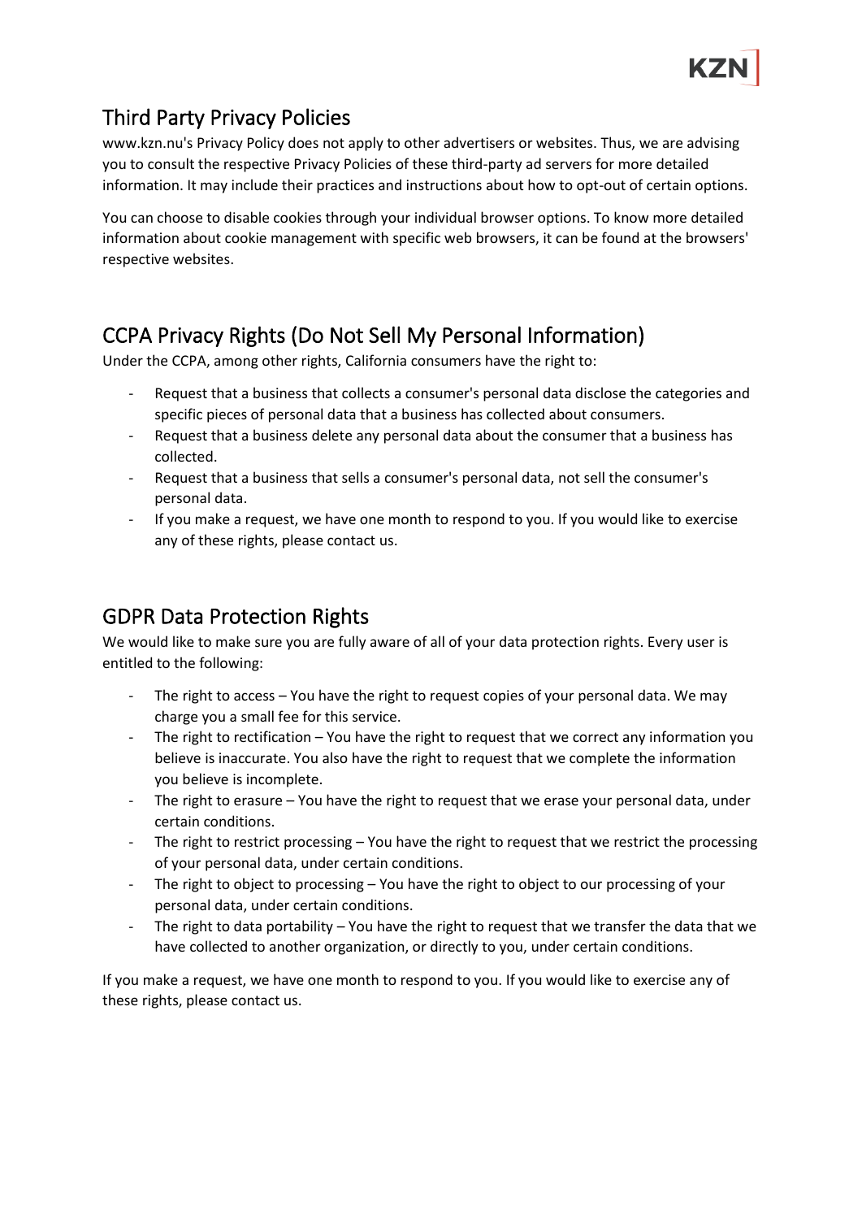## Third Party Privacy Policies

www.kzn.nu's Privacy Policy does not apply to other advertisers or websites. Thus, we are advising you to consult the respective Privacy Policies of these third-party ad servers for more detailed information. It may include their practices and instructions about how to opt-out of certain options.

You can choose to disable cookies through your individual browser options. To know more detailed information about cookie management with specific web browsers, it can be found at the browsers' respective websites.

## CCPA Privacy Rights (Do Not Sell My Personal Information)

Under the CCPA, among other rights, California consumers have the right to:

- Request that a business that collects a consumer's personal data disclose the categories and specific pieces of personal data that a business has collected about consumers.
- Request that a business delete any personal data about the consumer that a business has collected.
- Request that a business that sells a consumer's personal data, not sell the consumer's personal data.
- If you make a request, we have one month to respond to you. If you would like to exercise any of these rights, please contact us.

## GDPR Data Protection Rights

We would like to make sure you are fully aware of all of your data protection rights. Every user is entitled to the following:

- The right to access – You have the right to request copies of your personal data. We may charge you a small fee for this service.
- The right to rectification – You have the right to request that we correct any information you believe is inaccurate. You also have the right to request that we complete the information you believe is incomplete.
- The right to erasure – You have the right to request that we erase your personal data, under certain conditions.
- The right to restrict processing – You have the right to request that we restrict the processing of your personal data, under certain conditions.
- The right to object to processing – You have the right to object to our processing of your personal data, under certain conditions.
- The right to data portability – You have the right to request that we transfer the data that we have collected to another organization, or directly to you, under certain conditions.

If you make a request, we have one month to respond to you. If you would like to exercise any of these rights, please contact us.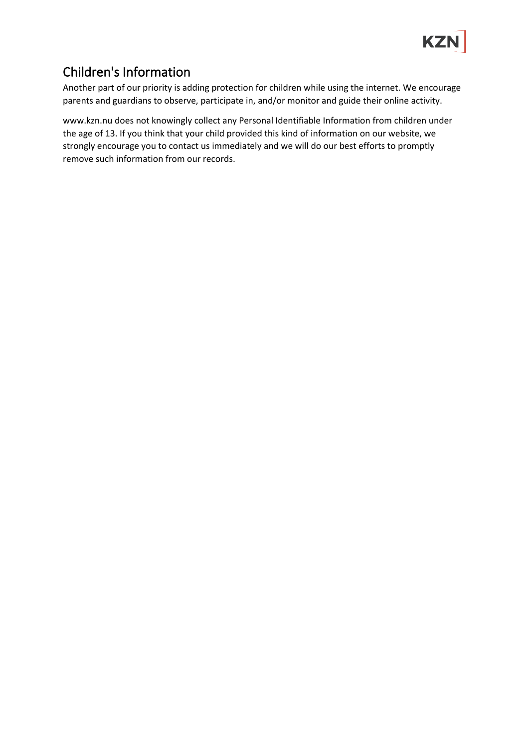## Children's Information

Another part of our priority is adding protection for children while using the internet. We encourage parents and guardians to observe, participate in, and/or monitor and guide their online activity.

www.kzn.nu does not knowingly collect any Personal Identifiable Information from children under the age of 13. If you think that your child provided this kind of information on our website, we strongly encourage you to contact us immediately and we will do our best efforts to promptly remove such information from our records.